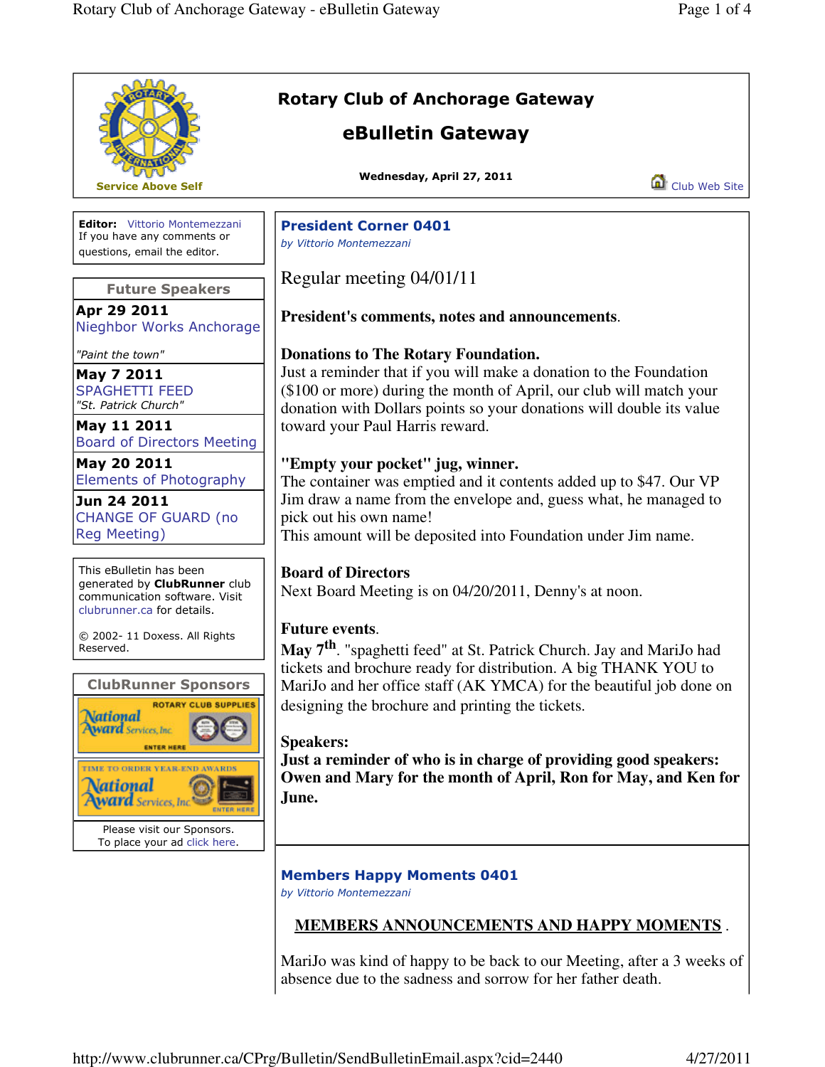Service Above Self

# Rotary Club of Anchorage Gateway

## eBulletin Gateway

**Wednesday, April 27, 2011**

Club Web Site

**Editor:** Vittorio Montemezzani
If you have any comments or questions, email the editor.

### Future Speakers

**Apr 29 2011**
Nieghbor Works Anchorage
*"Paint the town"*

**May 7 2011**
SPAGHETTI FEED
*"St. Patrick Church"*

**May 11 2011**
Board of Directors Meeting

**May 20 2011**
Elements of Photography

**Jun 24 2011**
CHANGE OF GUARD (no Reg Meeting)

This eBulletin has been generated by **ClubRunner** club communication software. Visit clubrunner.ca for details.

© 2002- 11 Doxess. All Rights Reserved.

### ClubRunner Sponsors

Please visit our Sponsors.
To place your ad click here.

## President Corner 0401

*by Vittorio Montemezzani*

Regular meeting 04/01/11

**President's comments, notes and announcements**.

**Donations to The Rotary Foundation.**
Just a reminder that if you will make a donation to the Foundation ($100 or more) during the month of April, our club will match your donation with Dollars points so your donations will double its value toward your Paul Harris reward.

**"Empty your pocket" jug, winner.**
The container was emptied and it contents added up to $47. Our VP Jim draw a name from the envelope and, guess what, he managed to pick out his own name!
This amount will be deposited into Foundation under Jim name.

**Board of Directors**
Next Board Meeting is on 04/20/2011, Denny's at noon.

**Future events**.
**May 7th**. "spaghetti feed" at St. Patrick Church. Jay and MariJo had tickets and brochure ready for distribution. A big THANK YOU to MariJo and her office staff (AK YMCA) for the beautiful job done on designing the brochure and printing the tickets.

**Speakers:**
**Just a reminder of who is in charge of providing good speakers: Owen and Mary for the month of April, Ron for May, and Ken for June.**

## Members Happy Moments 0401

*by Vittorio Montemezzani*

**MEMBERS ANNOUNCEMENTS AND HAPPY MOMENTS** .

MariJo was kind of happy to be back to our Meeting, after a 3 weeks of absence due to the sadness and sorrow for her father death.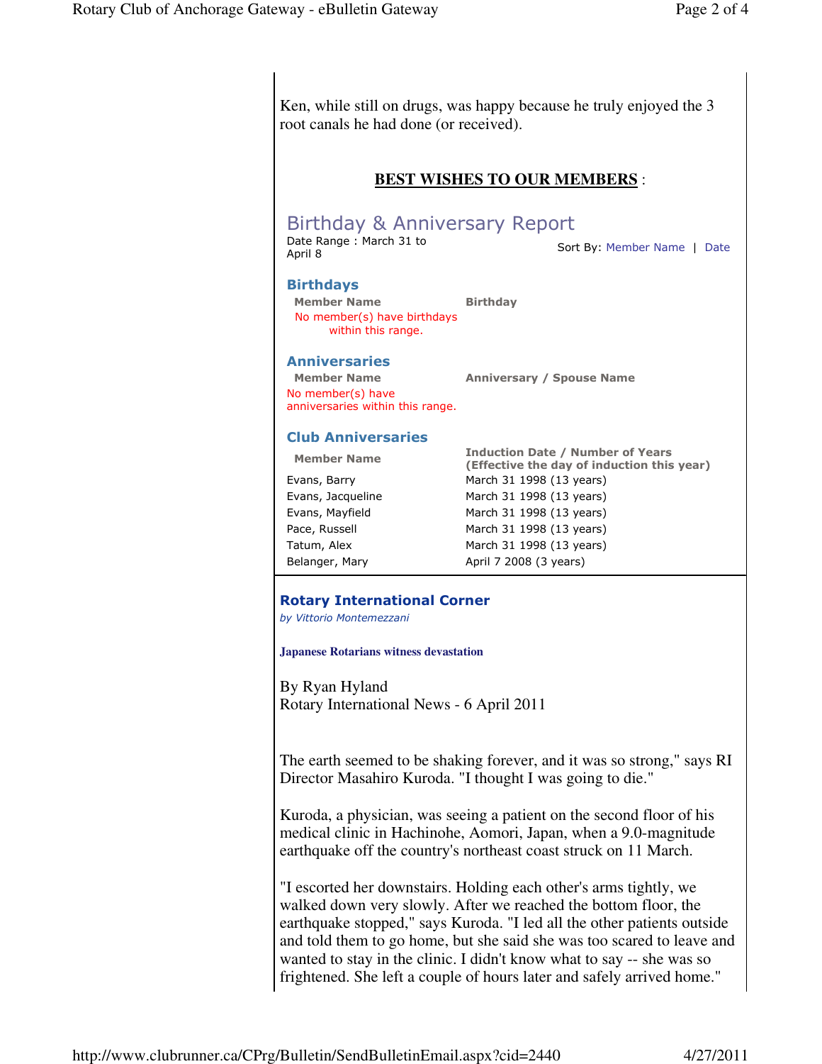Ken, while still on drugs, was happy because he truly enjoyed the 3 root canals he had done (or received).

**BEST WISHES TO OUR MEMBERS** :

## Birthday & Anniversary Report

Date Range : March 31 to April 8

Sort By: Member Name | Date

### Birthdays

| Member Name | Birthday |
|---|---|
| No member(s) have birthdays within this range. | |

### Anniversaries

| Member Name | Anniversary / Spouse Name |
|---|---|
| No member(s) have anniversaries within this range. | |

### Club Anniversaries

| Member Name | Induction Date / Number of Years (Effective the day of induction this year) |
|---|---|
| Evans, Barry | March 31 1998 (13 years) |
| Evans, Jacqueline | March 31 1998 (13 years) |
| Evans, Mayfield | March 31 1998 (13 years) |
| Pace, Russell | March 31 1998 (13 years) |
| Tatum, Alex | March 31 1998 (13 years) |
| Belanger, Mary | April 7 2008 (3 years) |

## Rotary International Corner

*by Vittorio Montemezzani*

**Japanese Rotarians witness devastation**

By Ryan Hyland
Rotary International News - 6 April 2011

The earth seemed to be shaking forever, and it was so strong," says RI Director Masahiro Kuroda. "I thought I was going to die."

Kuroda, a physician, was seeing a patient on the second floor of his medical clinic in Hachinohe, Aomori, Japan, when a 9.0-magnitude earthquake off the country's northeast coast struck on 11 March.

"I escorted her downstairs. Holding each other's arms tightly, we walked down very slowly. After we reached the bottom floor, the earthquake stopped," says Kuroda. "I led all the other patients outside and told them to go home, but she said she was too scared to leave and wanted to stay in the clinic. I didn't know what to say -- she was so frightened. She left a couple of hours later and safely arrived home."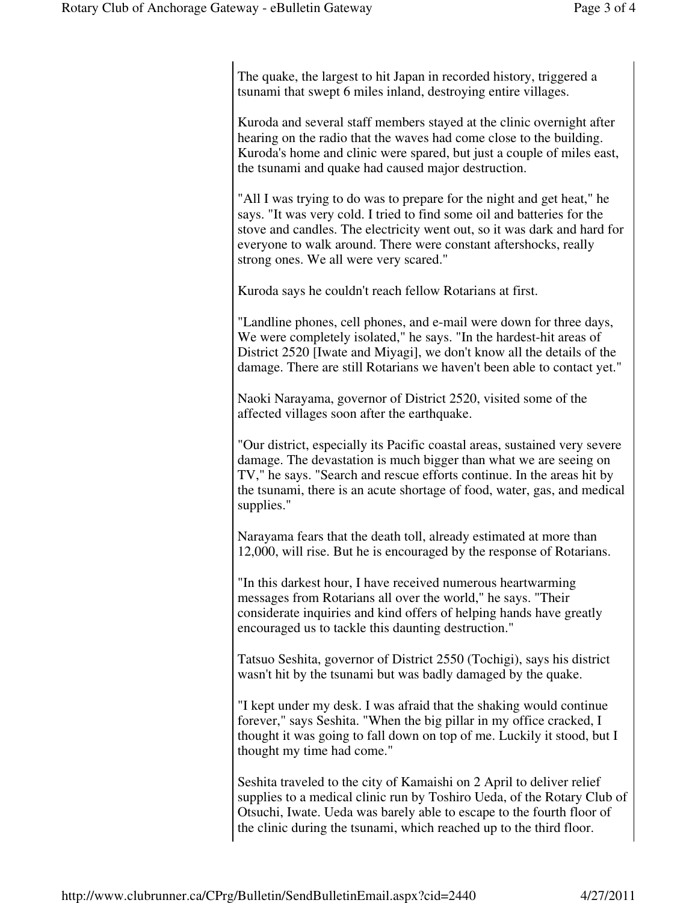The quake, the largest to hit Japan in recorded history, triggered a tsunami that swept 6 miles inland, destroying entire villages.

Kuroda and several staff members stayed at the clinic overnight after hearing on the radio that the waves had come close to the building. Kuroda's home and clinic were spared, but just a couple of miles east, the tsunami and quake had caused major destruction.

"All I was trying to do was to prepare for the night and get heat," he says. "It was very cold. I tried to find some oil and batteries for the stove and candles. The electricity went out, so it was dark and hard for everyone to walk around. There were constant aftershocks, really strong ones. We all were very scared."

Kuroda says he couldn't reach fellow Rotarians at first.

"Landline phones, cell phones, and e-mail were down for three days, We were completely isolated," he says. "In the hardest-hit areas of District 2520 [Iwate and Miyagi], we don't know all the details of the damage. There are still Rotarians we haven't been able to contact yet."

Naoki Narayama, governor of District 2520, visited some of the affected villages soon after the earthquake.

"Our district, especially its Pacific coastal areas, sustained very severe damage. The devastation is much bigger than what we are seeing on TV," he says. "Search and rescue efforts continue. In the areas hit by the tsunami, there is an acute shortage of food, water, gas, and medical supplies."

Narayama fears that the death toll, already estimated at more than 12,000, will rise. But he is encouraged by the response of Rotarians.

"In this darkest hour, I have received numerous heartwarming messages from Rotarians all over the world," he says. "Their considerate inquiries and kind offers of helping hands have greatly encouraged us to tackle this daunting destruction."

Tatsuo Seshita, governor of District 2550 (Tochigi), says his district wasn't hit by the tsunami but was badly damaged by the quake.

"I kept under my desk. I was afraid that the shaking would continue forever," says Seshita. "When the big pillar in my office cracked, I thought it was going to fall down on top of me. Luckily it stood, but I thought my time had come."

Seshita traveled to the city of Kamaishi on 2 April to deliver relief supplies to a medical clinic run by Toshiro Ueda, of the Rotary Club of Otsuchi, Iwate. Ueda was barely able to escape to the fourth floor of the clinic during the tsunami, which reached up to the third floor.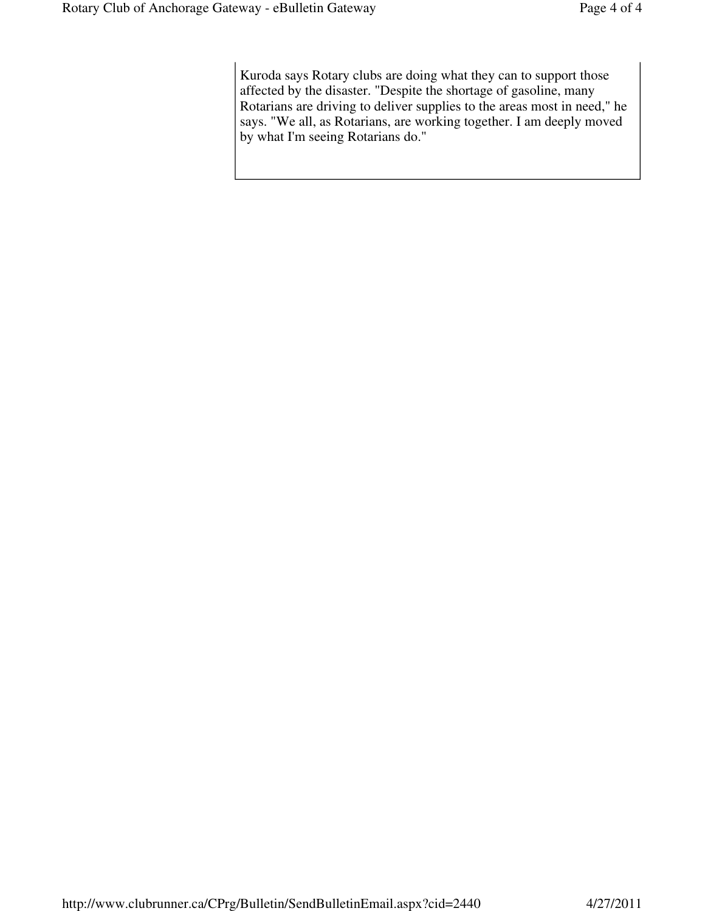Kuroda says Rotary clubs are doing what they can to support those affected by the disaster. "Despite the shortage of gasoline, many Rotarians are driving to deliver supplies to the areas most in need," he says. "We all, as Rotarians, are working together. I am deeply moved by what I'm seeing Rotarians do."